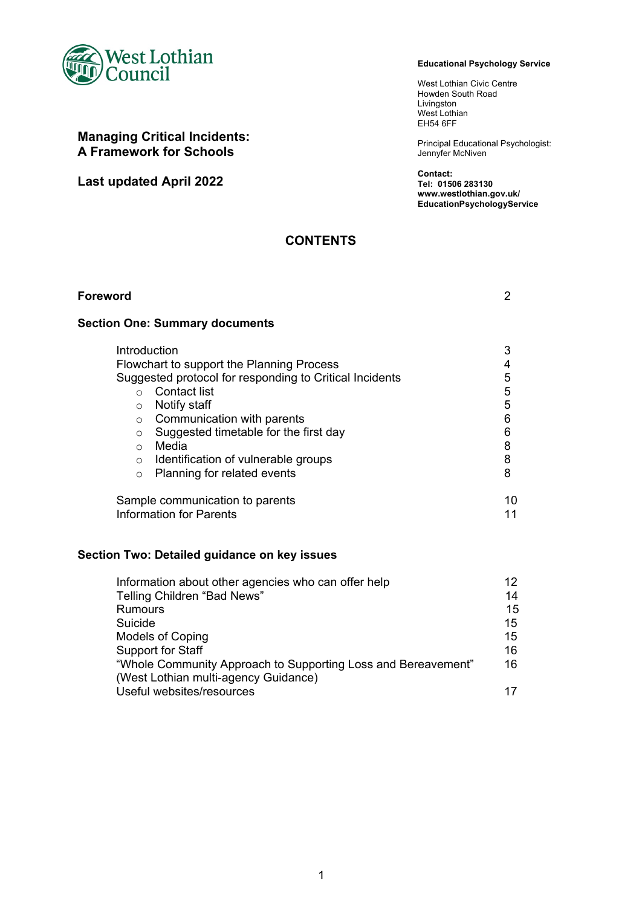West Lothian Council

**Educational Psychology Service**

West Lothian Civic Centre
Howden South Road
Livingston
West Lothian
EH54 6FF

Principal Educational Psychologist:
Jennyfer McNiven

**Contact:**
**Tel: 01506 283130**
**www.westlothian.gov.uk/EducationPsychologyService**

# Managing Critical Incidents: A Framework for Schools

**Last updated April 2022**

## CONTENTS

| | |
|---|---|
| **Foreword** | 2 |
| **Section One: Summary documents** | |
| Introduction | 3 |
| Flowchart to support the Planning Process | 4 |
| Suggested protocol for responding to Critical Incidents | 5 |
| ○ Contact list | 5 |
| ○ Notify staff | 5 |
| ○ Communication with parents | 6 |
| ○ Suggested timetable for the first day | 6 |
| ○ Media | 8 |
| ○ Identification of vulnerable groups | 8 |
| ○ Planning for related events | 8 |
| Sample communication to parents | 10 |
| Information for Parents | 11 |
| **Section Two: Detailed guidance on key issues** | |
| Information about other agencies who can offer help | 12 |
| Telling Children "Bad News" | 14 |
| Rumours | 15 |
| Suicide | 15 |
| Models of Coping | 15 |
| Support for Staff | 16 |
| "Whole Community Approach to Supporting Loss and Bereavement" (West Lothian multi-agency Guidance) | 16 |
| Useful websites/resources | 17 |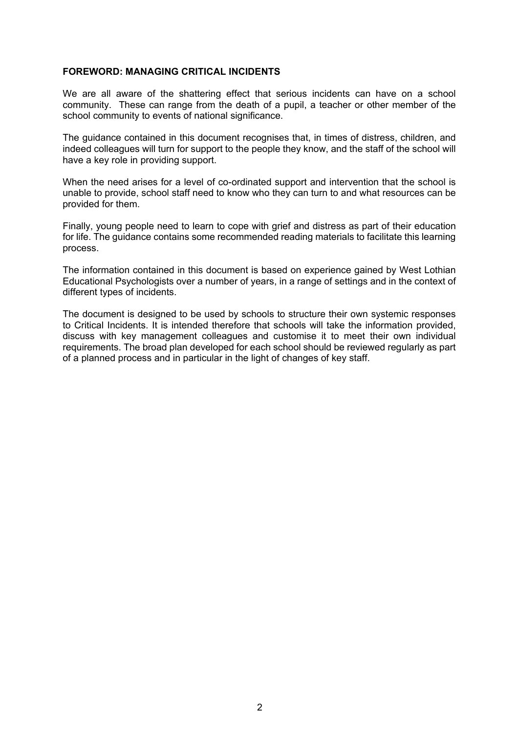## FOREWORD: MANAGING CRITICAL INCIDENTS

We are all aware of the shattering effect that serious incidents can have on a school community. These can range from the death of a pupil, a teacher or other member of the school community to events of national significance.

The guidance contained in this document recognises that, in times of distress, children, and indeed colleagues will turn for support to the people they know, and the staff of the school will have a key role in providing support.

When the need arises for a level of co-ordinated support and intervention that the school is unable to provide, school staff need to know who they can turn to and what resources can be provided for them.

Finally, young people need to learn to cope with grief and distress as part of their education for life. The guidance contains some recommended reading materials to facilitate this learning process.

The information contained in this document is based on experience gained by West Lothian Educational Psychologists over a number of years, in a range of settings and in the context of different types of incidents.

The document is designed to be used by schools to structure their own systemic responses to Critical Incidents. It is intended therefore that schools will take the information provided, discuss with key management colleagues and customise it to meet their own individual requirements. The broad plan developed for each school should be reviewed regularly as part of a planned process and in particular in the light of changes of key staff.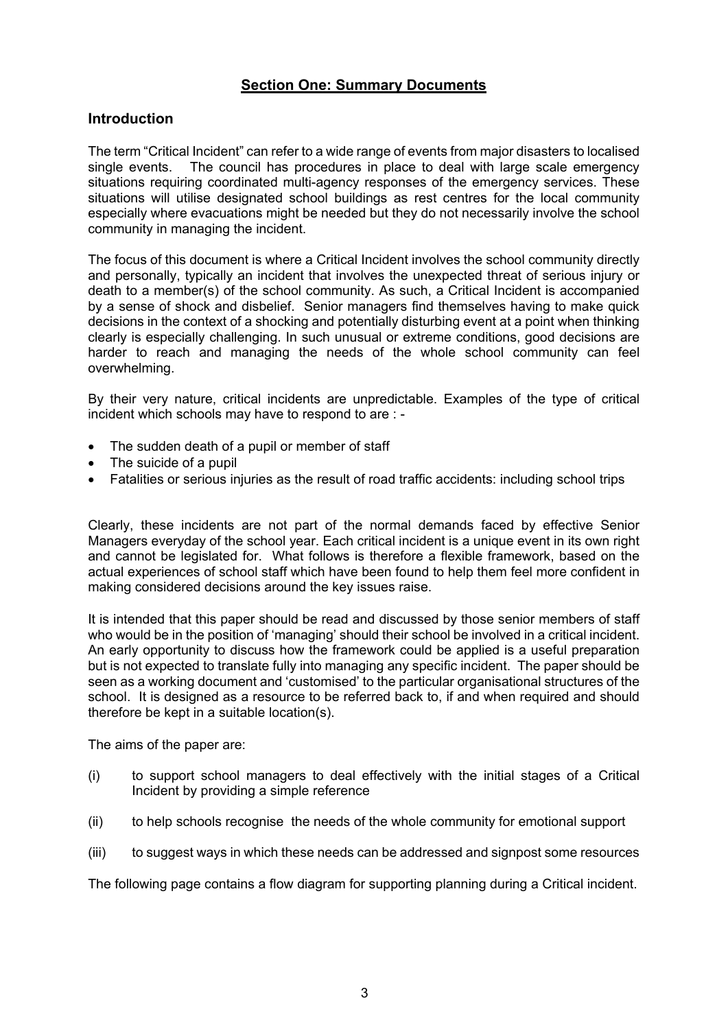## Section One: Summary Documents

### Introduction

The term "Critical Incident" can refer to a wide range of events from major disasters to localised single events. The council has procedures in place to deal with large scale emergency situations requiring coordinated multi-agency responses of the emergency services. These situations will utilise designated school buildings as rest centres for the local community especially where evacuations might be needed but they do not necessarily involve the school community in managing the incident.

The focus of this document is where a Critical Incident involves the school community directly and personally, typically an incident that involves the unexpected threat of serious injury or death to a member(s) of the school community. As such, a Critical Incident is accompanied by a sense of shock and disbelief. Senior managers find themselves having to make quick decisions in the context of a shocking and potentially disturbing event at a point when thinking clearly is especially challenging. In such unusual or extreme conditions, good decisions are harder to reach and managing the needs of the whole school community can feel overwhelming.

By their very nature, critical incidents are unpredictable. Examples of the type of critical incident which schools may have to respond to are : -

- The sudden death of a pupil or member of staff
- The suicide of a pupil
- Fatalities or serious injuries as the result of road traffic accidents: including school trips

Clearly, these incidents are not part of the normal demands faced by effective Senior Managers everyday of the school year. Each critical incident is a unique event in its own right and cannot be legislated for. What follows is therefore a flexible framework, based on the actual experiences of school staff which have been found to help them feel more confident in making considered decisions around the key issues raise.

It is intended that this paper should be read and discussed by those senior members of staff who would be in the position of 'managing' should their school be involved in a critical incident. An early opportunity to discuss how the framework could be applied is a useful preparation but is not expected to translate fully into managing any specific incident. The paper should be seen as a working document and 'customised' to the particular organisational structures of the school. It is designed as a resource to be referred back to, if and when required and should therefore be kept in a suitable location(s).

The aims of the paper are:

(i) to support school managers to deal effectively with the initial stages of a Critical Incident by providing a simple reference

(ii) to help schools recognise the needs of the whole community for emotional support

(iii) to suggest ways in which these needs can be addressed and signpost some resources

The following page contains a flow diagram for supporting planning during a Critical incident.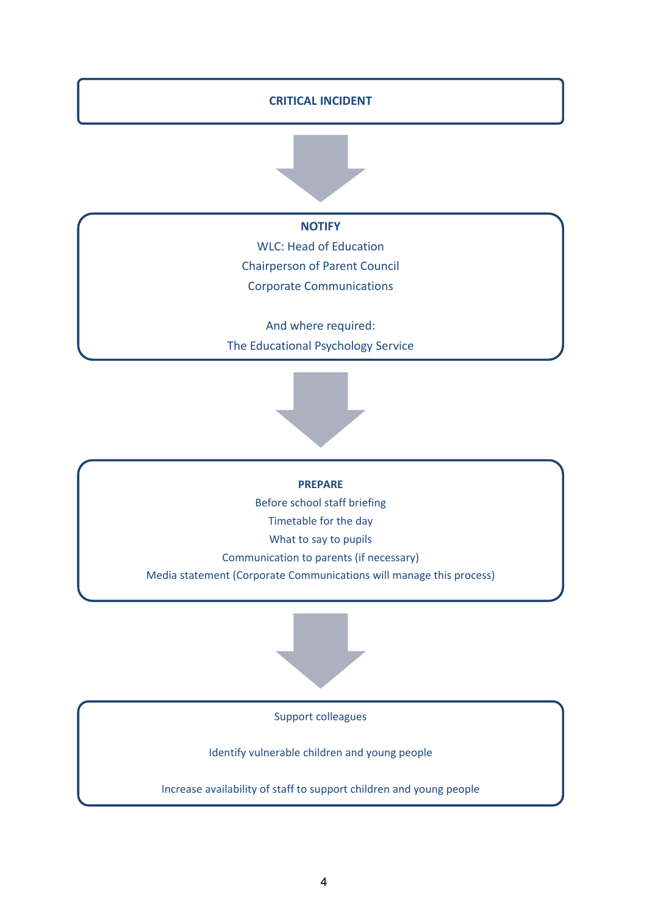**CRITICAL INCIDENT**

↓

**NOTIFY**

WLC: Head of Education

Chairperson of Parent Council

Corporate Communications

And where required:

The Educational Psychology Service

↓

**PREPARE**

Before school staff briefing

Timetable for the day

What to say to pupils

Communication to parents (if necessary)

Media statement (Corporate Communications will manage this process)

↓

Support colleagues

Identify vulnerable children and young people

Increase availability of staff to support children and young people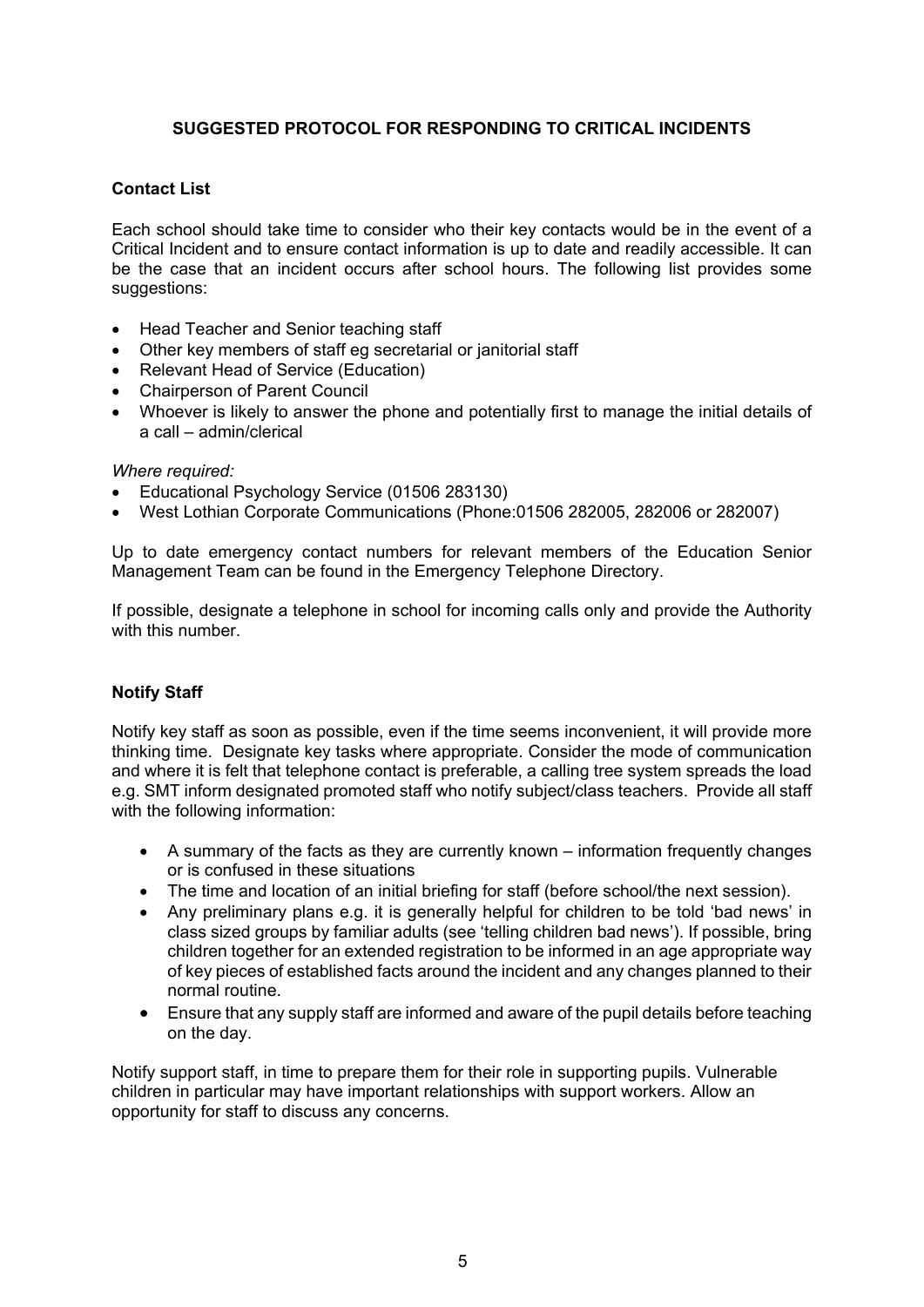## SUGGESTED PROTOCOL FOR RESPONDING TO CRITICAL INCIDENTS

### Contact List

Each school should take time to consider who their key contacts would be in the event of a Critical Incident and to ensure contact information is up to date and readily accessible. It can be the case that an incident occurs after school hours. The following list provides some suggestions:

- Head Teacher and Senior teaching staff
- Other key members of staff eg secretarial or janitorial staff
- Relevant Head of Service (Education)
- Chairperson of Parent Council
- Whoever is likely to answer the phone and potentially first to manage the initial details of a call – admin/clerical

*Where required:*

- Educational Psychology Service (01506 283130)
- West Lothian Corporate Communications (Phone:01506 282005, 282006 or 282007)

Up to date emergency contact numbers for relevant members of the Education Senior Management Team can be found in the Emergency Telephone Directory.

If possible, designate a telephone in school for incoming calls only and provide the Authority with this number.

### Notify Staff

Notify key staff as soon as possible, even if the time seems inconvenient, it will provide more thinking time. Designate key tasks where appropriate. Consider the mode of communication and where it is felt that telephone contact is preferable, a calling tree system spreads the load e.g. SMT inform designated promoted staff who notify subject/class teachers. Provide all staff with the following information:

- A summary of the facts as they are currently known – information frequently changes or is confused in these situations
- The time and location of an initial briefing for staff (before school/the next session).
- Any preliminary plans e.g. it is generally helpful for children to be told 'bad news' in class sized groups by familiar adults (see 'telling children bad news'). If possible, bring children together for an extended registration to be informed in an age appropriate way of key pieces of established facts around the incident and any changes planned to their normal routine.
- Ensure that any supply staff are informed and aware of the pupil details before teaching on the day.

Notify support staff, in time to prepare them for their role in supporting pupils. Vulnerable children in particular may have important relationships with support workers. Allow an opportunity for staff to discuss any concerns.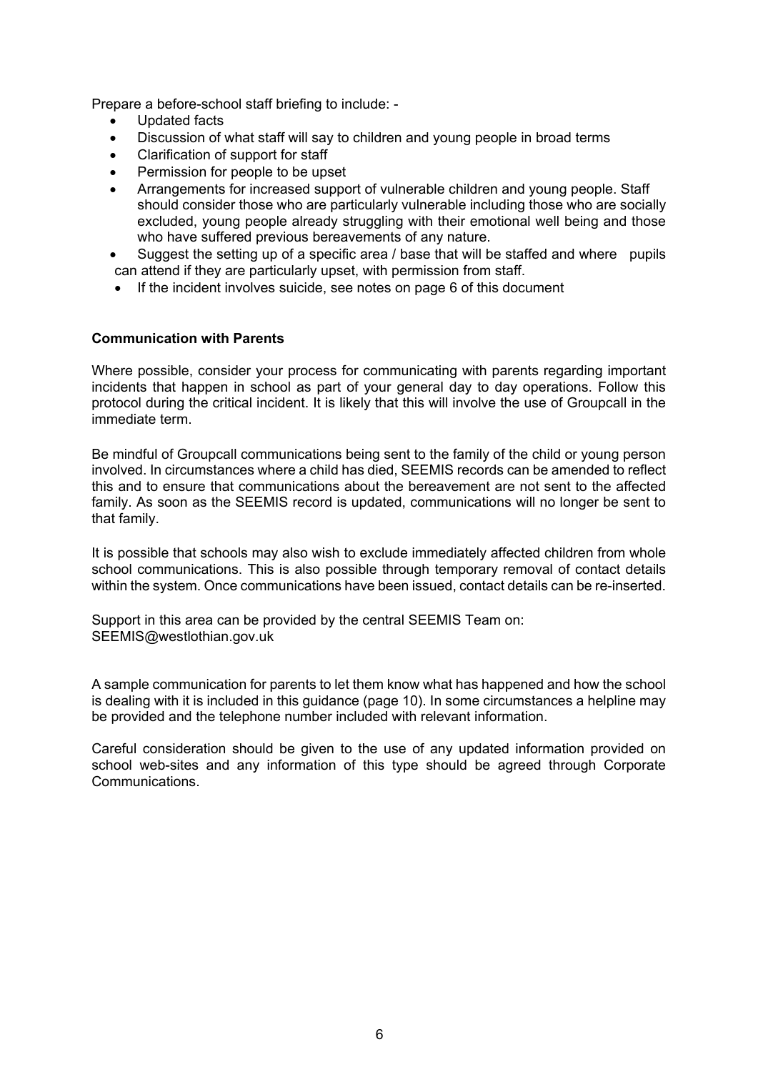Prepare a before-school staff briefing to include: -

- Updated facts
- Discussion of what staff will say to children and young people in broad terms
- Clarification of support for staff
- Permission for people to be upset
- Arrangements for increased support of vulnerable children and young people. Staff should consider those who are particularly vulnerable including those who are socially excluded, young people already struggling with their emotional well being and those who have suffered previous bereavements of any nature.
- Suggest the setting up of a specific area / base that will be staffed and where pupils can attend if they are particularly upset, with permission from staff.
- If the incident involves suicide, see notes on page 6 of this document

**Communication with Parents**

Where possible, consider your process for communicating with parents regarding important incidents that happen in school as part of your general day to day operations. Follow this protocol during the critical incident. It is likely that this will involve the use of Groupcall in the immediate term.

Be mindful of Groupcall communications being sent to the family of the child or young person involved. In circumstances where a child has died, SEEMIS records can be amended to reflect this and to ensure that communications about the bereavement are not sent to the affected family. As soon as the SEEMIS record is updated, communications will no longer be sent to that family.

It is possible that schools may also wish to exclude immediately affected children from whole school communications. This is also possible through temporary removal of contact details within the system. Once communications have been issued, contact details can be re-inserted.

Support in this area can be provided by the central SEEMIS Team on: SEEMIS@westlothian.gov.uk

A sample communication for parents to let them know what has happened and how the school is dealing with it is included in this guidance (page 10). In some circumstances a helpline may be provided and the telephone number included with relevant information.

Careful consideration should be given to the use of any updated information provided on school web-sites and any information of this type should be agreed through Corporate Communications.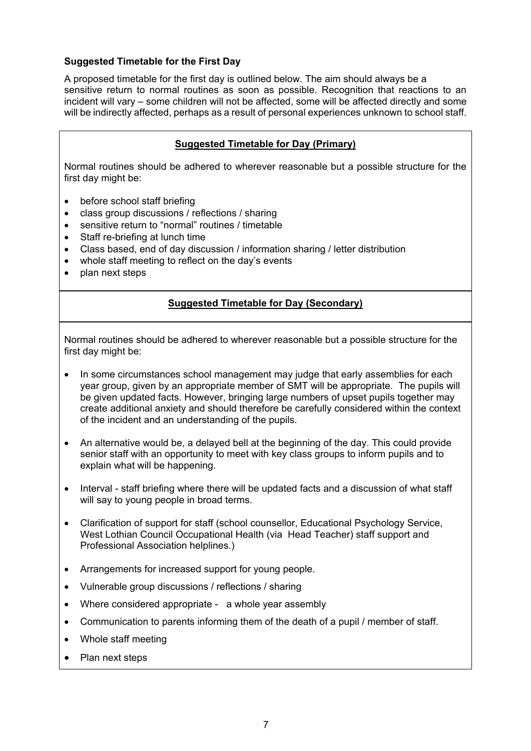**Suggested Timetable for the First Day**

A proposed timetable for the first day is outlined below. The aim should always be a sensitive return to normal routines as soon as possible. Recognition that reactions to an incident will vary – some children will not be affected, some will be affected directly and some will be indirectly affected, perhaps as a result of personal experiences unknown to school staff.

**<u>Suggested Timetable for Day (Primary)</u>**

Normal routines should be adhered to wherever reasonable but a possible structure for the first day might be:

- before school staff briefing
- class group discussions / reflections / sharing
- sensitive return to "normal" routines / timetable
- Staff re-briefing at lunch time
- Class based, end of day discussion / information sharing / letter distribution
- whole staff meeting to reflect on the day's events
- plan next steps

**<u>Suggested Timetable for Day (Secondary)</u>**

Normal routines should be adhered to wherever reasonable but a possible structure for the first day might be:

- In some circumstances school management may judge that early assemblies for each year group, given by an appropriate member of SMT will be appropriate. The pupils will be given updated facts. However, bringing large numbers of upset pupils together may create additional anxiety and should therefore be carefully considered within the context of the incident and an understanding of the pupils.
- An alternative would be, a delayed bell at the beginning of the day. This could provide senior staff with an opportunity to meet with key class groups to inform pupils and to explain what will be happening.
- Interval - staff briefing where there will be updated facts and a discussion of what staff will say to young people in broad terms.
- Clarification of support for staff (school counsellor, Educational Psychology Service, West Lothian Council Occupational Health (via Head Teacher) staff support and Professional Association helplines.)
- Arrangements for increased support for young people.
- Vulnerable group discussions / reflections / sharing
- Where considered appropriate - a whole year assembly
- Communication to parents informing them of the death of a pupil / member of staff.
- Whole staff meeting
- Plan next steps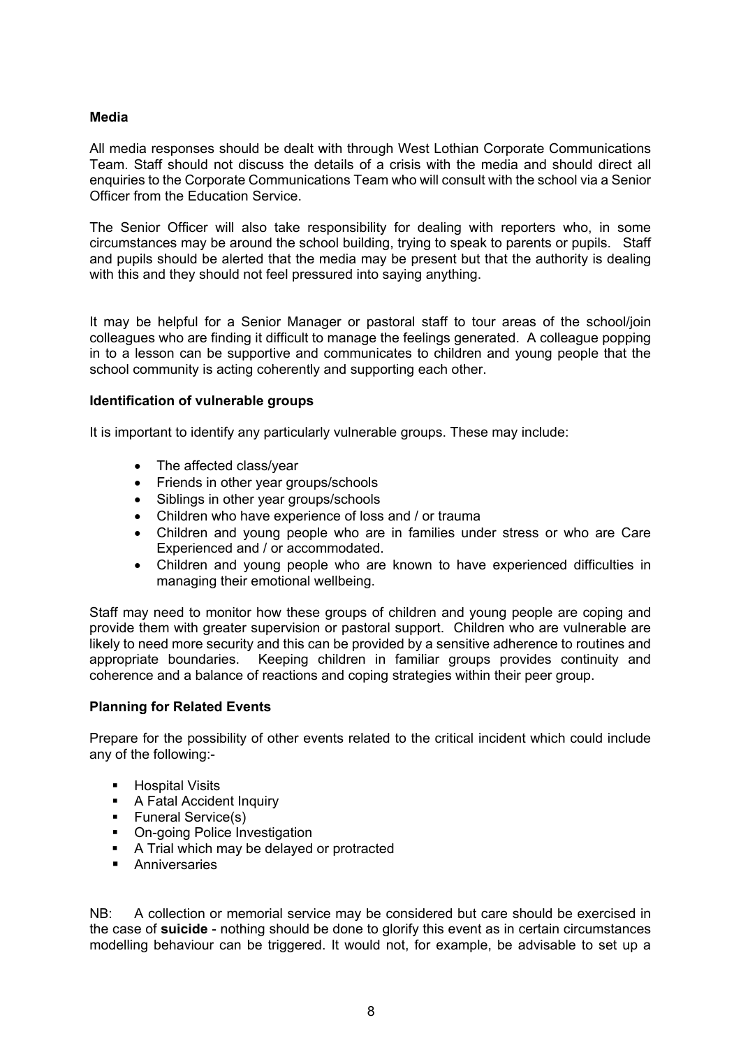**Media**

All media responses should be dealt with through West Lothian Corporate Communications Team. Staff should not discuss the details of a crisis with the media and should direct all enquiries to the Corporate Communications Team who will consult with the school via a Senior Officer from the Education Service.

The Senior Officer will also take responsibility for dealing with reporters who, in some circumstances may be around the school building, trying to speak to parents or pupils. Staff and pupils should be alerted that the media may be present but that the authority is dealing with this and they should not feel pressured into saying anything.

It may be helpful for a Senior Manager or pastoral staff to tour areas of the school/join colleagues who are finding it difficult to manage the feelings generated. A colleague popping in to a lesson can be supportive and communicates to children and young people that the school community is acting coherently and supporting each other.

**Identification of vulnerable groups**

It is important to identify any particularly vulnerable groups. These may include:

- The affected class/year
- Friends in other year groups/schools
- Siblings in other year groups/schools
- Children who have experience of loss and / or trauma
- Children and young people who are in families under stress or who are Care Experienced and / or accommodated.
- Children and young people who are known to have experienced difficulties in managing their emotional wellbeing.

Staff may need to monitor how these groups of children and young people are coping and provide them with greater supervision or pastoral support. Children who are vulnerable are likely to need more security and this can be provided by a sensitive adherence to routines and appropriate boundaries. Keeping children in familiar groups provides continuity and coherence and a balance of reactions and coping strategies within their peer group.

**Planning for Related Events**

Prepare for the possibility of other events related to the critical incident which could include any of the following:-

- Hospital Visits
- A Fatal Accident Inquiry
- Funeral Service(s)
- On-going Police Investigation
- A Trial which may be delayed or protracted
- Anniversaries

NB: A collection or memorial service may be considered but care should be exercised in the case of **suicide** - nothing should be done to glorify this event as in certain circumstances modelling behaviour can be triggered. It would not, for example, be advisable to set up a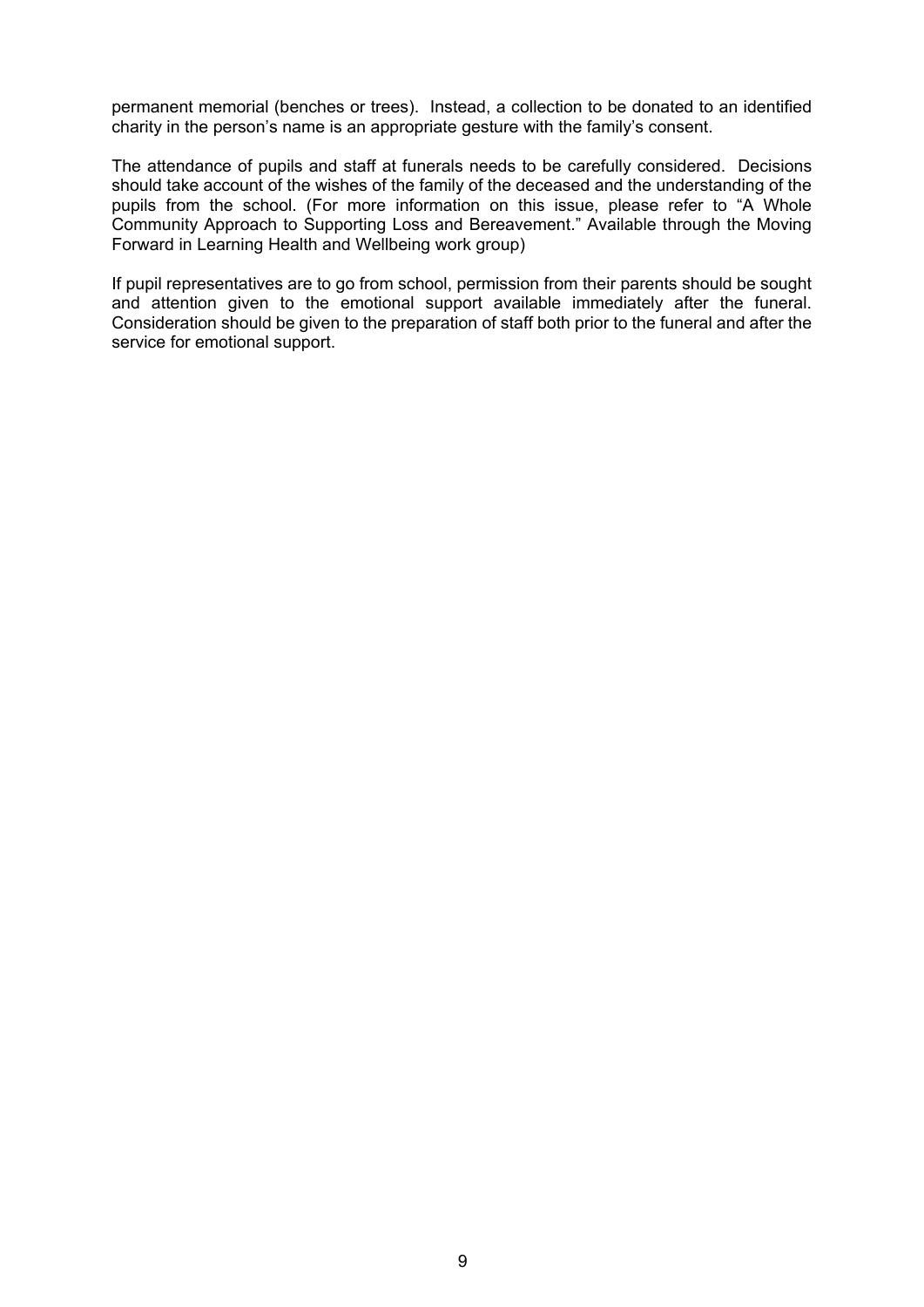permanent memorial (benches or trees). Instead, a collection to be donated to an identified charity in the person's name is an appropriate gesture with the family's consent.

The attendance of pupils and staff at funerals needs to be carefully considered. Decisions should take account of the wishes of the family of the deceased and the understanding of the pupils from the school. (For more information on this issue, please refer to "A Whole Community Approach to Supporting Loss and Bereavement." Available through the Moving Forward in Learning Health and Wellbeing work group)

If pupil representatives are to go from school, permission from their parents should be sought and attention given to the emotional support available immediately after the funeral. Consideration should be given to the preparation of staff both prior to the funeral and after the service for emotional support.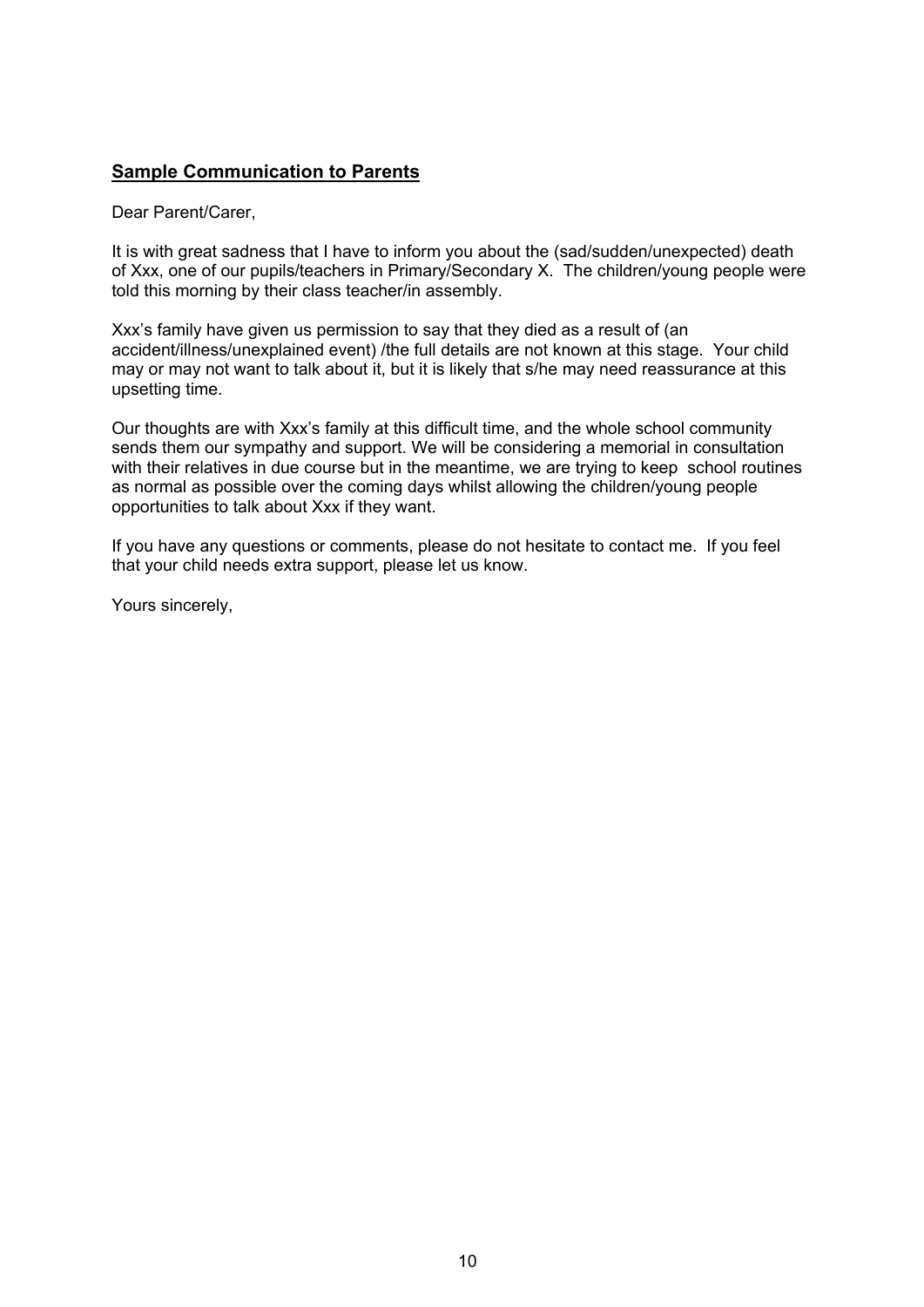**Sample Communication to Parents**

Dear Parent/Carer,

It is with great sadness that I have to inform you about the (sad/sudden/unexpected) death of Xxx, one of our pupils/teachers in Primary/Secondary X. The children/young people were told this morning by their class teacher/in assembly.

Xxx's family have given us permission to say that they died as a result of (an accident/illness/unexplained event) /the full details are not known at this stage. Your child may or may not want to talk about it, but it is likely that s/he may need reassurance at this upsetting time.

Our thoughts are with Xxx's family at this difficult time, and the whole school community sends them our sympathy and support. We will be considering a memorial in consultation with their relatives in due course but in the meantime, we are trying to keep school routines as normal as possible over the coming days whilst allowing the children/young people opportunities to talk about Xxx if they want.

If you have any questions or comments, please do not hesitate to contact me. If you feel that your child needs extra support, please let us know.

Yours sincerely,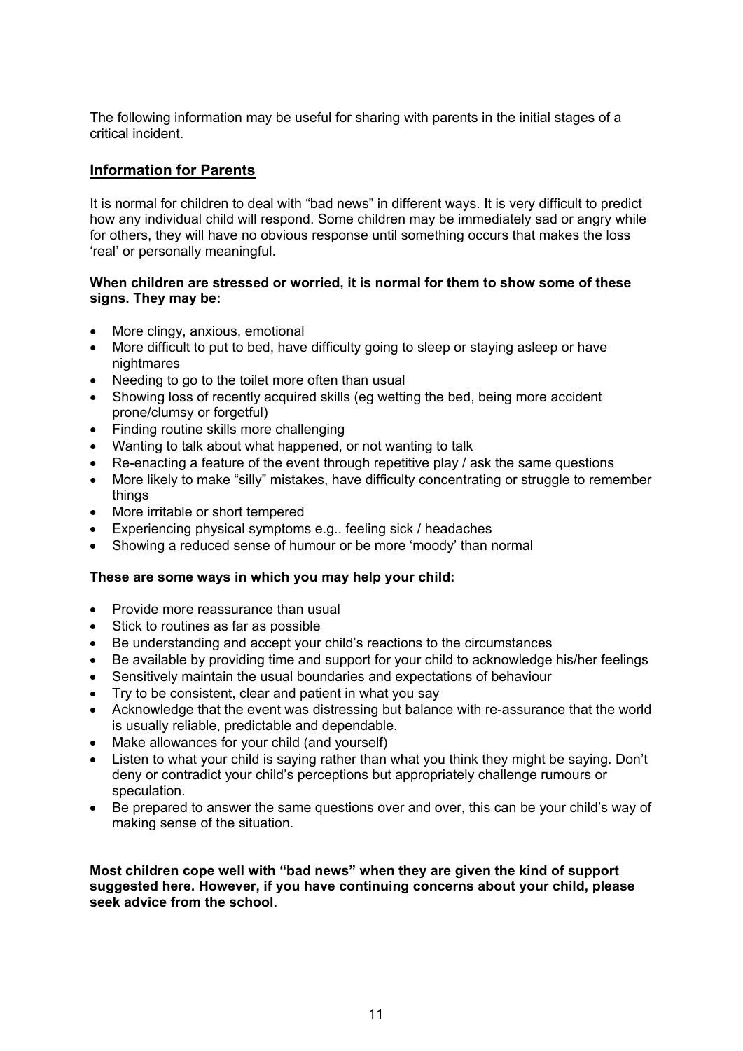The following information may be useful for sharing with parents in the initial stages of a critical incident.

## Information for Parents

It is normal for children to deal with "bad news" in different ways. It is very difficult to predict how any individual child will respond. Some children may be immediately sad or angry while for others, they will have no obvious response until something occurs that makes the loss 'real' or personally meaningful.

**When children are stressed or worried, it is normal for them to show some of these signs. They may be:**

- More clingy, anxious, emotional
- More difficult to put to bed, have difficulty going to sleep or staying asleep or have nightmares
- Needing to go to the toilet more often than usual
- Showing loss of recently acquired skills (eg wetting the bed, being more accident prone/clumsy or forgetful)
- Finding routine skills more challenging
- Wanting to talk about what happened, or not wanting to talk
- Re-enacting a feature of the event through repetitive play / ask the same questions
- More likely to make "silly" mistakes, have difficulty concentrating or struggle to remember things
- More irritable or short tempered
- Experiencing physical symptoms e.g.. feeling sick / headaches
- Showing a reduced sense of humour or be more 'moody' than normal

**These are some ways in which you may help your child:**

- Provide more reassurance than usual
- Stick to routines as far as possible
- Be understanding and accept your child's reactions to the circumstances
- Be available by providing time and support for your child to acknowledge his/her feelings
- Sensitively maintain the usual boundaries and expectations of behaviour
- Try to be consistent, clear and patient in what you say
- Acknowledge that the event was distressing but balance with re-assurance that the world is usually reliable, predictable and dependable.
- Make allowances for your child (and yourself)
- Listen to what your child is saying rather than what you think they might be saying. Don't deny or contradict your child's perceptions but appropriately challenge rumours or speculation.
- Be prepared to answer the same questions over and over, this can be your child's way of making sense of the situation.

**Most children cope well with "bad news" when they are given the kind of support suggested here. However, if you have continuing concerns about your child, please seek advice from the school.**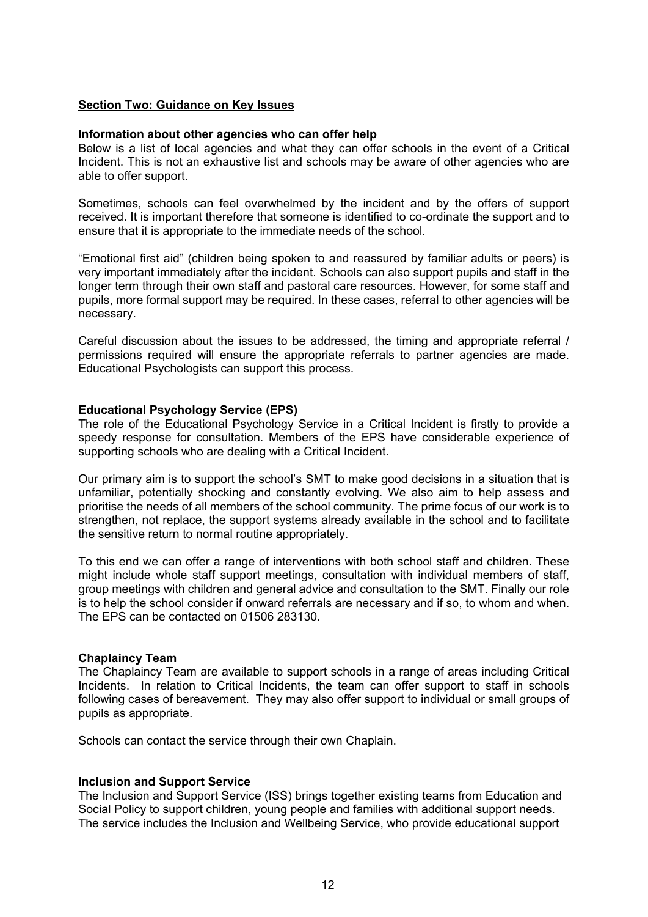## Section Two: Guidance on Key Issues

### Information about other agencies who can offer help

Below is a list of local agencies and what they can offer schools in the event of a Critical Incident. This is not an exhaustive list and schools may be aware of other agencies who are able to offer support.

Sometimes, schools can feel overwhelmed by the incident and by the offers of support received. It is important therefore that someone is identified to co-ordinate the support and to ensure that it is appropriate to the immediate needs of the school.

"Emotional first aid" (children being spoken to and reassured by familiar adults or peers) is very important immediately after the incident. Schools can also support pupils and staff in the longer term through their own staff and pastoral care resources. However, for some staff and pupils, more formal support may be required. In these cases, referral to other agencies will be necessary.

Careful discussion about the issues to be addressed, the timing and appropriate referral / permissions required will ensure the appropriate referrals to partner agencies are made. Educational Psychologists can support this process.

### Educational Psychology Service (EPS)

The role of the Educational Psychology Service in a Critical Incident is firstly to provide a speedy response for consultation. Members of the EPS have considerable experience of supporting schools who are dealing with a Critical Incident.

Our primary aim is to support the school's SMT to make good decisions in a situation that is unfamiliar, potentially shocking and constantly evolving. We also aim to help assess and prioritise the needs of all members of the school community. The prime focus of our work is to strengthen, not replace, the support systems already available in the school and to facilitate the sensitive return to normal routine appropriately.

To this end we can offer a range of interventions with both school staff and children. These might include whole staff support meetings, consultation with individual members of staff, group meetings with children and general advice and consultation to the SMT. Finally our role is to help the school consider if onward referrals are necessary and if so, to whom and when. The EPS can be contacted on 01506 283130.

### Chaplaincy Team

The Chaplaincy Team are available to support schools in a range of areas including Critical Incidents. In relation to Critical Incidents, the team can offer support to staff in schools following cases of bereavement. They may also offer support to individual or small groups of pupils as appropriate.

Schools can contact the service through their own Chaplain.

### Inclusion and Support Service

The Inclusion and Support Service (ISS) brings together existing teams from Education and Social Policy to support children, young people and families with additional support needs. The service includes the Inclusion and Wellbeing Service, who provide educational support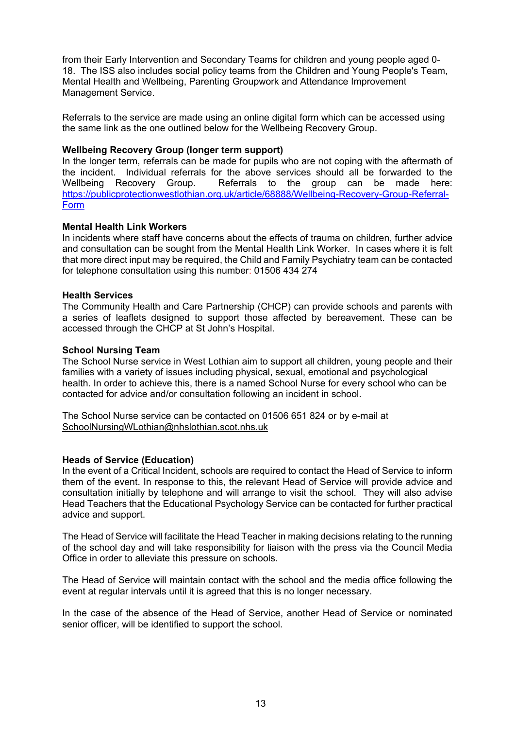from their Early Intervention and Secondary Teams for children and young people aged 0-18. The ISS also includes social policy teams from the Children and Young People's Team, Mental Health and Wellbeing, Parenting Groupwork and Attendance Improvement Management Service.

Referrals to the service are made using an online digital form which can be accessed using the same link as the one outlined below for the Wellbeing Recovery Group.

**Wellbeing Recovery Group (longer term support)**

In the longer term, referrals can be made for pupils who are not coping with the aftermath of the incident. Individual referrals for the above services should all be forwarded to the Wellbeing Recovery Group. Referrals to the group can be made here: [https://publicprotectionwestlothian.org.uk/article/68888/Wellbeing-Recovery-Group-Referral-Form](https://publicprotectionwestlothian.org.uk/article/68888/Wellbeing-Recovery-Group-Referral-Form)

**Mental Health Link Workers**

In incidents where staff have concerns about the effects of trauma on children, further advice and consultation can be sought from the Mental Health Link Worker. In cases where it is felt that more direct input may be required, the Child and Family Psychiatry team can be contacted for telephone consultation using this number: 01506 434 274

**Health Services**

The Community Health and Care Partnership (CHCP) can provide schools and parents with a series of leaflets designed to support those affected by bereavement. These can be accessed through the CHCP at St John's Hospital.

**School Nursing Team**

The School Nurse service in West Lothian aim to support all children, young people and their families with a variety of issues including physical, sexual, emotional and psychological health. In order to achieve this, there is a named School Nurse for every school who can be contacted for advice and/or consultation following an incident in school.

The School Nurse service can be contacted on 01506 651 824 or by e-mail at SchoolNursingWLothian@nhslothian.scot.nhs.uk

**Heads of Service (Education)**

In the event of a Critical Incident, schools are required to contact the Head of Service to inform them of the event. In response to this, the relevant Head of Service will provide advice and consultation initially by telephone and will arrange to visit the school. They will also advise Head Teachers that the Educational Psychology Service can be contacted for further practical advice and support.

The Head of Service will facilitate the Head Teacher in making decisions relating to the running of the school day and will take responsibility for liaison with the press via the Council Media Office in order to alleviate this pressure on schools.

The Head of Service will maintain contact with the school and the media office following the event at regular intervals until it is agreed that this is no longer necessary.

In the case of the absence of the Head of Service, another Head of Service or nominated senior officer, will be identified to support the school.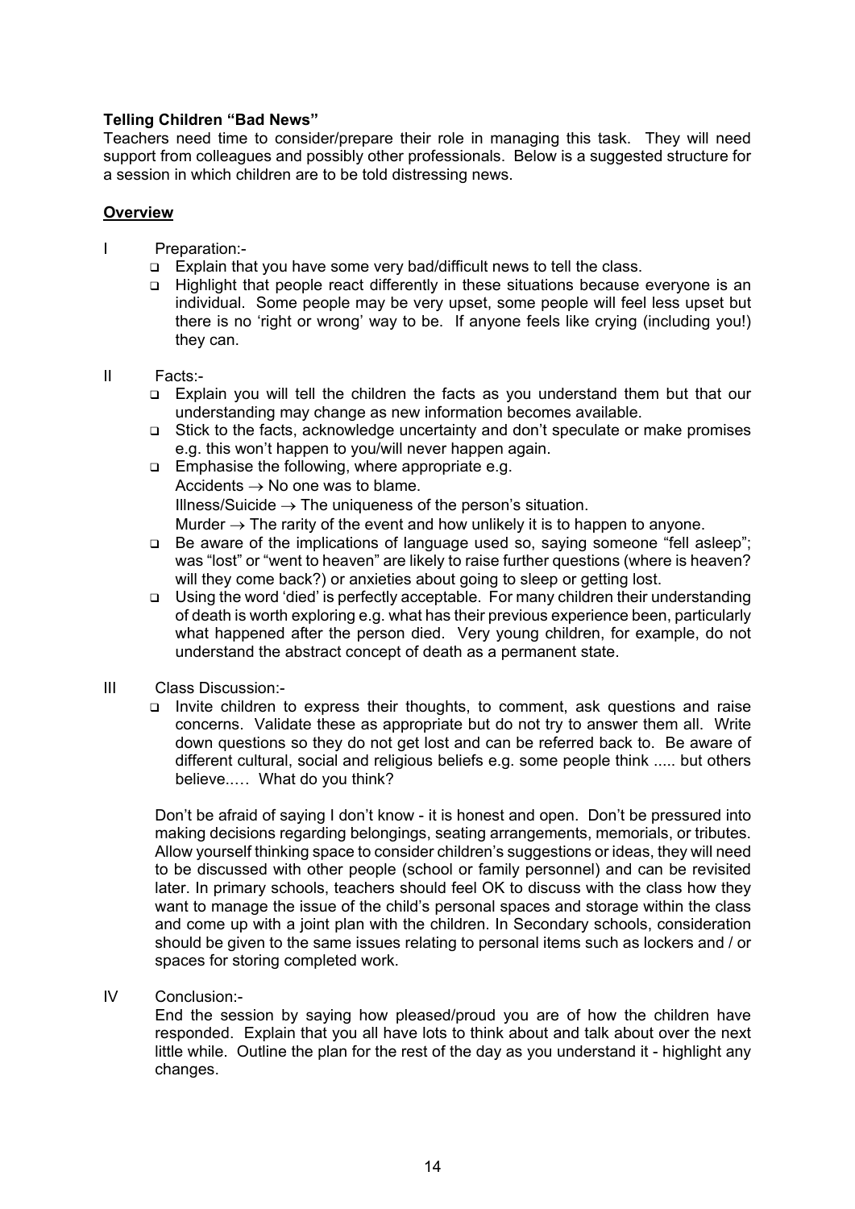**Telling Children "Bad News"**

Teachers need time to consider/prepare their role in managing this task. They will need support from colleagues and possibly other professionals. Below is a suggested structure for a session in which children are to be told distressing news.

**Overview**

I Preparation:-

- Explain that you have some very bad/difficult news to tell the class.
- Highlight that people react differently in these situations because everyone is an individual. Some people may be very upset, some people will feel less upset but there is no 'right or wrong' way to be. If anyone feels like crying (including you!) they can.

II Facts:-

- Explain you will tell the children the facts as you understand them but that our understanding may change as new information becomes available.
- Stick to the facts, acknowledge uncertainty and don't speculate or make promises e.g. this won't happen to you/will never happen again.
- Emphasise the following, where appropriate e.g.
  Accidents → No one was to blame.
  Illness/Suicide → The uniqueness of the person's situation.
  Murder → The rarity of the event and how unlikely it is to happen to anyone.
- Be aware of the implications of language used so, saying someone "fell asleep"; was "lost" or "went to heaven" are likely to raise further questions (where is heaven? will they come back?) or anxieties about going to sleep or getting lost.
- Using the word 'died' is perfectly acceptable. For many children their understanding of death is worth exploring e.g. what has their previous experience been, particularly what happened after the person died. Very young children, for example, do not understand the abstract concept of death as a permanent state.

III Class Discussion:-

- Invite children to express their thoughts, to comment, ask questions and raise concerns. Validate these as appropriate but do not try to answer them all. Write down questions so they do not get lost and can be referred back to. Be aware of different cultural, social and religious beliefs e.g. some people think ..... but others believe..… What do you think?

Don't be afraid of saying I don't know - it is honest and open. Don't be pressured into making decisions regarding belongings, seating arrangements, memorials, or tributes. Allow yourself thinking space to consider children's suggestions or ideas, they will need to be discussed with other people (school or family personnel) and can be revisited later. In primary schools, teachers should feel OK to discuss with the class how they want to manage the issue of the child's personal spaces and storage within the class and come up with a joint plan with the children. In Secondary schools, consideration should be given to the same issues relating to personal items such as lockers and / or spaces for storing completed work.

IV Conclusion:-

End the session by saying how pleased/proud you are of how the children have responded. Explain that you all have lots to think about and talk about over the next little while. Outline the plan for the rest of the day as you understand it - highlight any changes.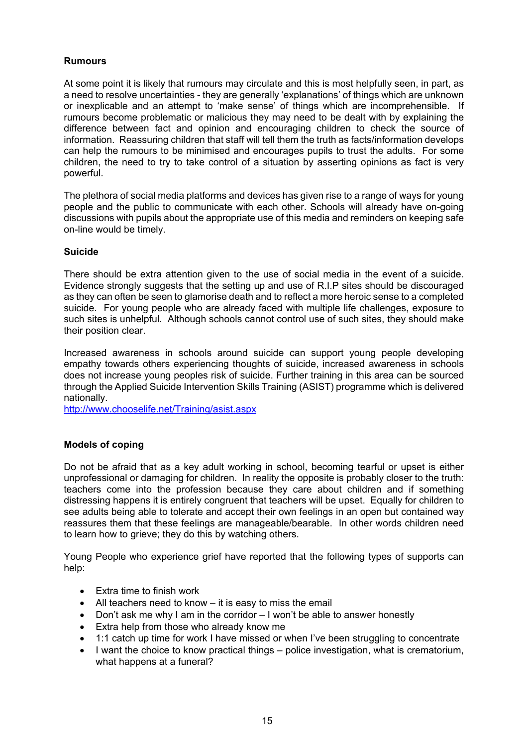**Rumours**

At some point it is likely that rumours may circulate and this is most helpfully seen, in part, as a need to resolve uncertainties - they are generally 'explanations' of things which are unknown or inexplicable and an attempt to 'make sense' of things which are incomprehensible. If rumours become problematic or malicious they may need to be dealt with by explaining the difference between fact and opinion and encouraging children to check the source of information. Reassuring children that staff will tell them the truth as facts/information develops can help the rumours to be minimised and encourages pupils to trust the adults. For some children, the need to try to take control of a situation by asserting opinions as fact is very powerful.

The plethora of social media platforms and devices has given rise to a range of ways for young people and the public to communicate with each other. Schools will already have on-going discussions with pupils about the appropriate use of this media and reminders on keeping safe on-line would be timely.

**Suicide**

There should be extra attention given to the use of social media in the event of a suicide. Evidence strongly suggests that the setting up and use of R.I.P sites should be discouraged as they can often be seen to glamorise death and to reflect a more heroic sense to a completed suicide. For young people who are already faced with multiple life challenges, exposure to such sites is unhelpful. Although schools cannot control use of such sites, they should make their position clear.

Increased awareness in schools around suicide can support young people developing empathy towards others experiencing thoughts of suicide, increased awareness in schools does not increase young peoples risk of suicide. Further training in this area can be sourced through the Applied Suicide Intervention Skills Training (ASIST) programme which is delivered nationally.
http://www.chooselife.net/Training/asist.aspx

**Models of coping**

Do not be afraid that as a key adult working in school, becoming tearful or upset is either unprofessional or damaging for children. In reality the opposite is probably closer to the truth: teachers come into the profession because they care about children and if something distressing happens it is entirely congruent that teachers will be upset. Equally for children to see adults being able to tolerate and accept their own feelings in an open but contained way reassures them that these feelings are manageable/bearable. In other words children need to learn how to grieve; they do this by watching others.

Young People who experience grief have reported that the following types of supports can help:

- Extra time to finish work
- All teachers need to know – it is easy to miss the email
- Don't ask me why I am in the corridor – I won't be able to answer honestly
- Extra help from those who already know me
- 1:1 catch up time for work I have missed or when I've been struggling to concentrate
- I want the choice to know practical things – police investigation, what is crematorium, what happens at a funeral?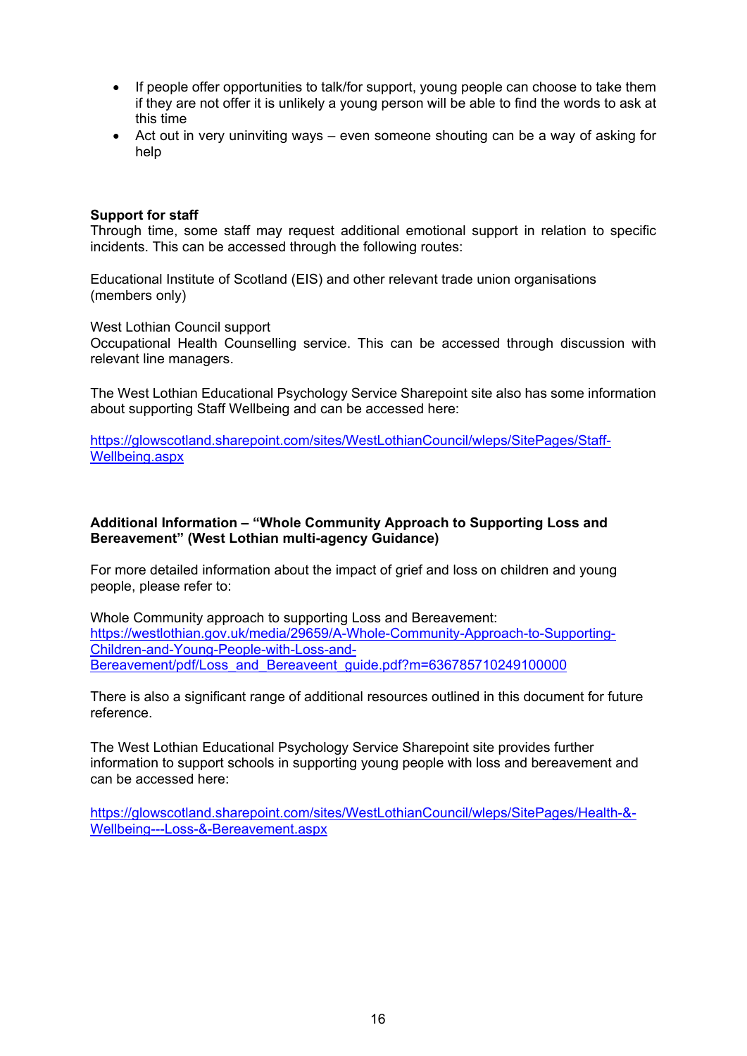- If people offer opportunities to talk/for support, young people can choose to take them if they are not offer it is unlikely a young person will be able to find the words to ask at this time
- Act out in very uninviting ways – even someone shouting can be a way of asking for help

**Support for staff**
Through time, some staff may request additional emotional support in relation to specific incidents. This can be accessed through the following routes:

Educational Institute of Scotland (EIS) and other relevant trade union organisations (members only)

West Lothian Council support
Occupational Health Counselling service. This can be accessed through discussion with relevant line managers.

The West Lothian Educational Psychology Service Sharepoint site also has some information about supporting Staff Wellbeing and can be accessed here:

https://glowscotland.sharepoint.com/sites/WestLothianCouncil/wleps/SitePages/Staff-Wellbeing.aspx

**Additional Information – "Whole Community Approach to Supporting Loss and Bereavement" (West Lothian multi-agency Guidance)**

For more detailed information about the impact of grief and loss on children and young people, please refer to:

Whole Community approach to supporting Loss and Bereavement:
https://westlothian.gov.uk/media/29659/A-Whole-Community-Approach-to-Supporting-Children-and-Young-People-with-Loss-and-Bereavement/pdf/Loss_and_Bereaveent_guide.pdf?m=636785710249100000

There is also a significant range of additional resources outlined in this document for future reference.

The West Lothian Educational Psychology Service Sharepoint site provides further information to support schools in supporting young people with loss and bereavement and can be accessed here:

https://glowscotland.sharepoint.com/sites/WestLothianCouncil/wleps/SitePages/Health-&-Wellbeing---Loss-&-Bereavement.aspx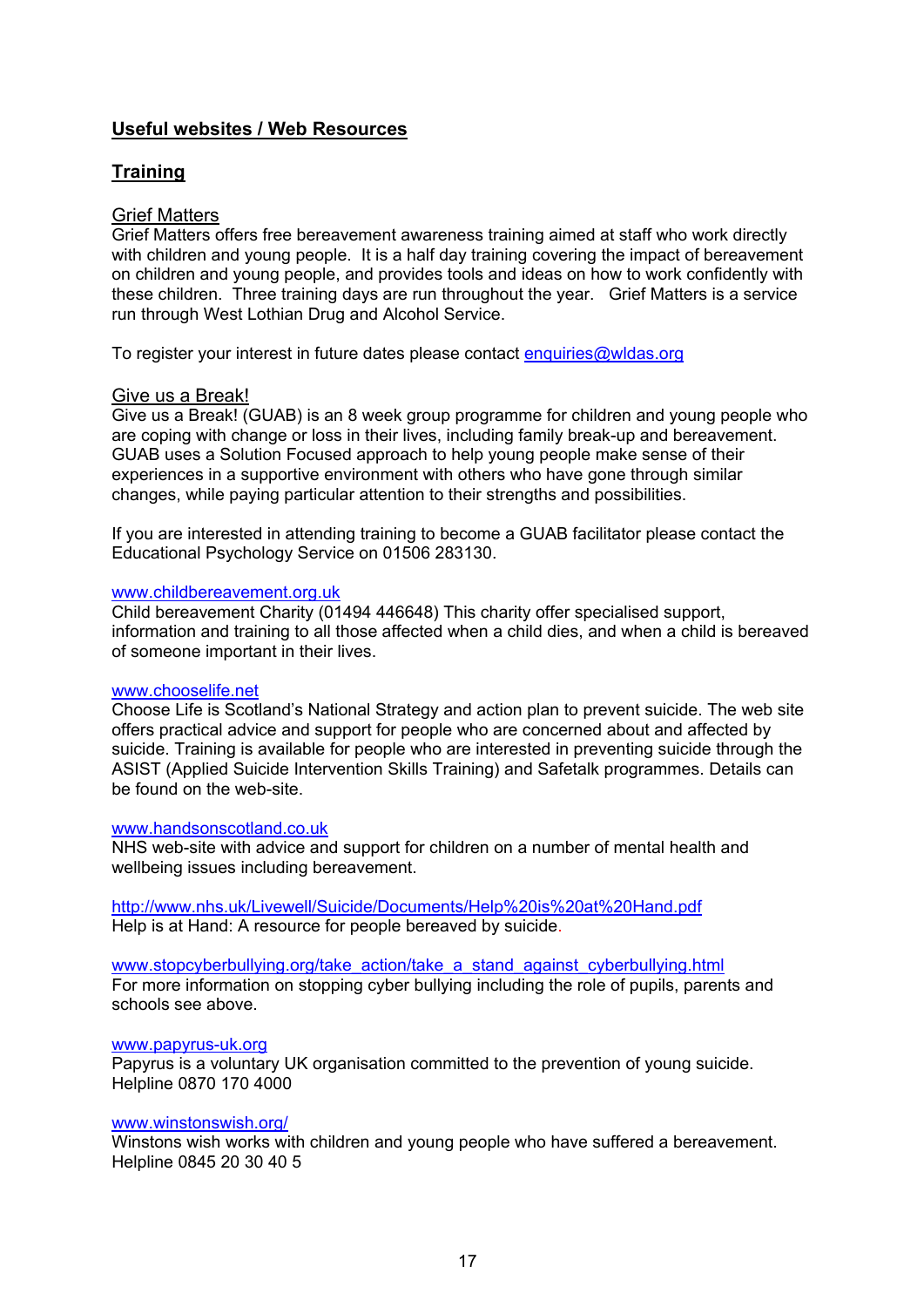## Useful websites / Web Resources

## Training

### Grief Matters

Grief Matters offers free bereavement awareness training aimed at staff who work directly with children and young people. It is a half day training covering the impact of bereavement on children and young people, and provides tools and ideas on how to work confidently with these children. Three training days are run throughout the year. Grief Matters is a service run through West Lothian Drug and Alcohol Service.

To register your interest in future dates please contact enquiries@wldas.org

### Give us a Break!

Give us a Break! (GUAB) is an 8 week group programme for children and young people who are coping with change or loss in their lives, including family break-up and bereavement. GUAB uses a Solution Focused approach to help young people make sense of their experiences in a supportive environment with others who have gone through similar changes, while paying particular attention to their strengths and possibilities.

If you are interested in attending training to become a GUAB facilitator please contact the Educational Psychology Service on 01506 283130.

www.childbereavement.org.uk
Child bereavement Charity (01494 446648) This charity offer specialised support, information and training to all those affected when a child dies, and when a child is bereaved of someone important in their lives.

www.chooselife.net
Choose Life is Scotland's National Strategy and action plan to prevent suicide. The web site offers practical advice and support for people who are concerned about and affected by suicide. Training is available for people who are interested in preventing suicide through the ASIST (Applied Suicide Intervention Skills Training) and Safetalk programmes. Details can be found on the web-site.

www.handsonscotland.co.uk
NHS web-site with advice and support for children on a number of mental health and wellbeing issues including bereavement.

http://www.nhs.uk/Livewell/Suicide/Documents/Help%20is%20at%20Hand.pdf
Help is at Hand: A resource for people bereaved by suicide.

www.stopcyberbullying.org/take_action/take_a_stand_against_cyberbullying.html
For more information on stopping cyber bullying including the role of pupils, parents and schools see above.

www.papyrus-uk.org
Papyrus is a voluntary UK organisation committed to the prevention of young suicide. Helpline 0870 170 4000

www.winstonswish.org/
Winstons wish works with children and young people who have suffered a bereavement. Helpline 0845 20 30 40 5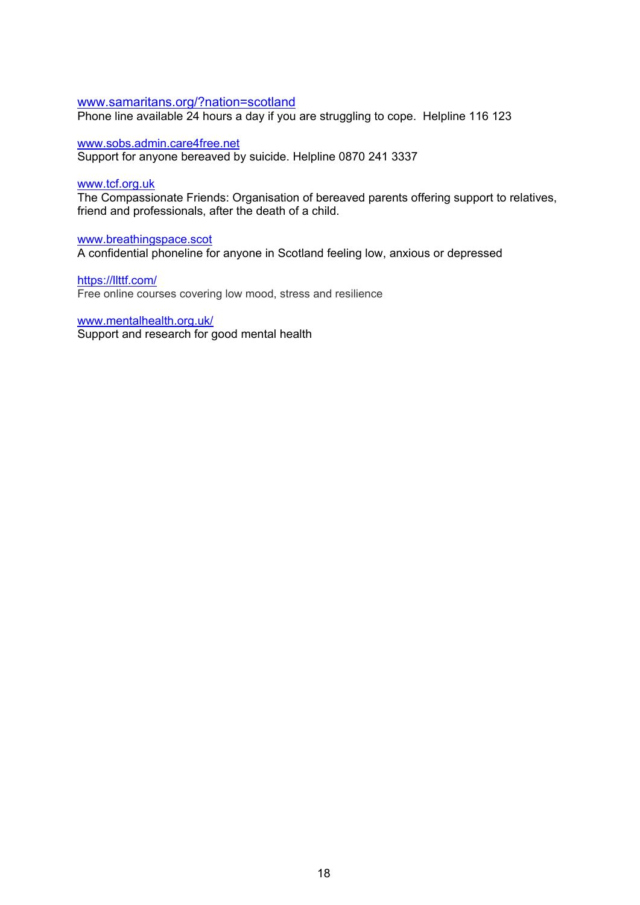www.samaritans.org/?nation=scotland
Phone line available 24 hours a day if you are struggling to cope.  Helpline 116 123

www.sobs.admin.care4free.net
Support for anyone bereaved by suicide. Helpline 0870 241 3337

www.tcf.org.uk
The Compassionate Friends: Organisation of bereaved parents offering support to relatives, friend and professionals, after the death of a child.

www.breathingspace.scot
A confidential phoneline for anyone in Scotland feeling low, anxious or depressed

https://llttf.com/
Free online courses covering low mood, stress and resilience

www.mentalhealth.org.uk/
Support and research for good mental health